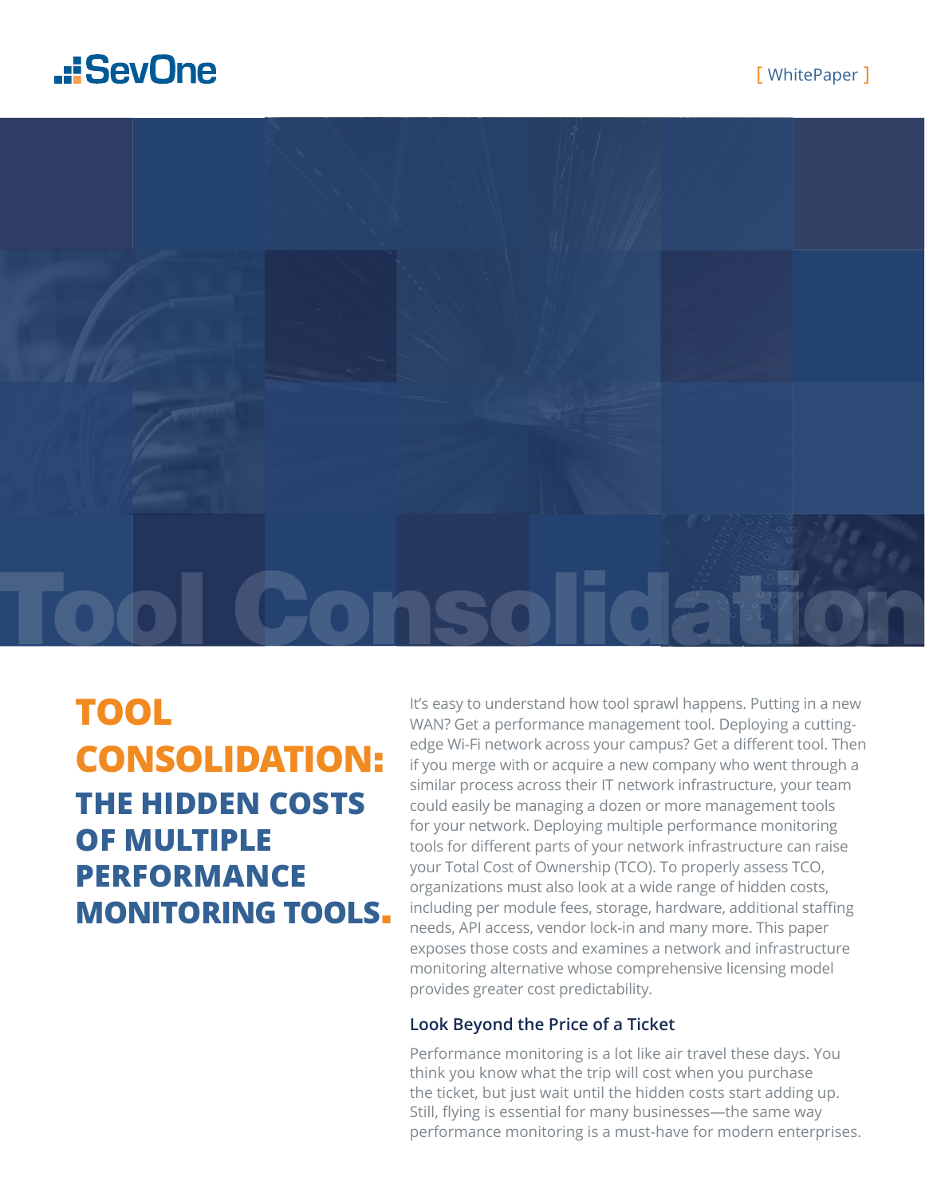SevOne

[ WhitePaper ]

Tool Consolidation

# TOOL CONSOLIDATION: THE HIDDEN COSTS OF MULTIPLE PERFORMANCE MONITORING TOOLS.

It's easy to understand how tool sprawl happens. Putting in a new WAN? Get a performance management tool. Deploying a cutting-edge Wi-Fi network across your campus? Get a different tool. Then if you merge with or acquire a new company who went through a similar process across their IT network infrastructure, your team could easily be managing a dozen or more management tools for your network. Deploying multiple performance monitoring tools for different parts of your network infrastructure can raise your Total Cost of Ownership (TCO). To properly assess TCO, organizations must also look at a wide range of hidden costs, including per module fees, storage, hardware, additional staffing needs, API access, vendor lock-in and many more. This paper exposes those costs and examines a network and infrastructure monitoring alternative whose comprehensive licensing model provides greater cost predictability.

## Look Beyond the Price of a Ticket

Performance monitoring is a lot like air travel these days. You think you know what the trip will cost when you purchase the ticket, but just wait until the hidden costs start adding up. Still, flying is essential for many businesses—the same way performance monitoring is a must-have for modern enterprises.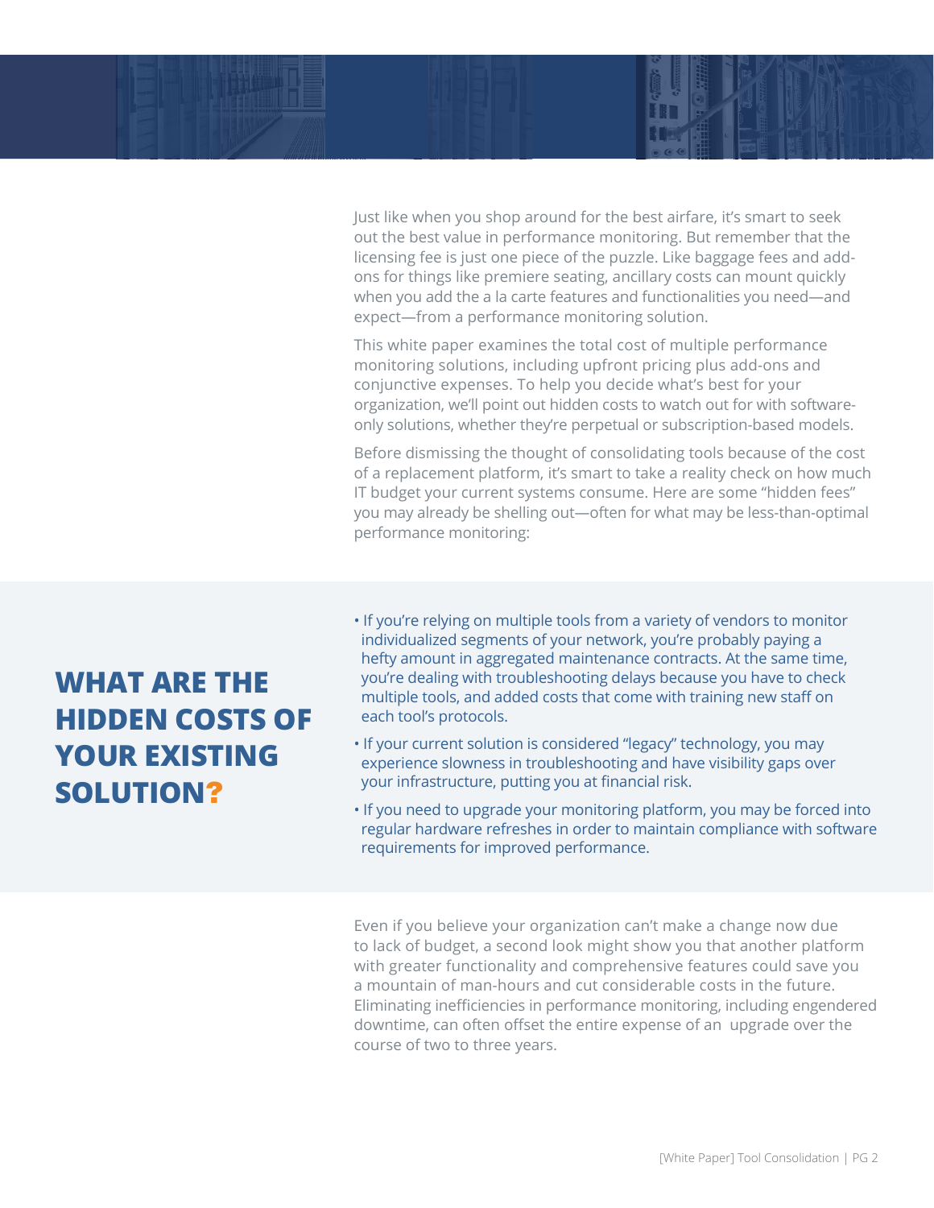Just like when you shop around for the best airfare, it's smart to seek out the best value in performance monitoring. But remember that the licensing fee is just one piece of the puzzle. Like baggage fees and add-ons for things like premiere seating, ancillary costs can mount quickly when you add the a la carte features and functionalities you need—and expect—from a performance monitoring solution.

This white paper examines the total cost of multiple performance monitoring solutions, including upfront pricing plus add-ons and conjunctive expenses. To help you decide what's best for your organization, we'll point out hidden costs to watch out for with software-only solutions, whether they're perpetual or subscription-based models.

Before dismissing the thought of consolidating tools because of the cost of a replacement platform, it's smart to take a reality check on how much IT budget your current systems consume. Here are some "hidden fees" you may already be shelling out—often for what may be less-than-optimal performance monitoring:

## WHAT ARE THE HIDDEN COSTS OF YOUR EXISTING SOLUTION?

- If you're relying on multiple tools from a variety of vendors to monitor individualized segments of your network, you're probably paying a hefty amount in aggregated maintenance contracts. At the same time, you're dealing with troubleshooting delays because you have to check multiple tools, and added costs that come with training new staff on each tool's protocols.
- If your current solution is considered "legacy" technology, you may experience slowness in troubleshooting and have visibility gaps over your infrastructure, putting you at financial risk.
- If you need to upgrade your monitoring platform, you may be forced into regular hardware refreshes in order to maintain compliance with software requirements for improved performance.

Even if you believe your organization can't make a change now due to lack of budget, a second look might show you that another platform with greater functionality and comprehensive features could save you a mountain of man-hours and cut considerable costs in the future. Eliminating inefficiencies in performance monitoring, including engendered downtime, can often offset the entire expense of an upgrade over the course of two to three years.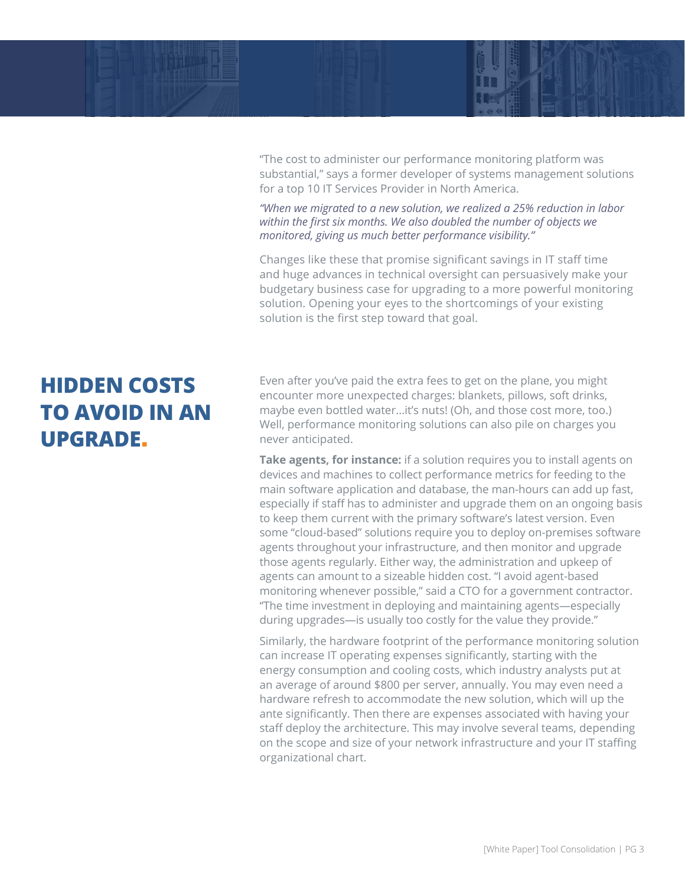"The cost to administer our performance monitoring platform was substantial," says a former developer of systems management solutions for a top 10 IT Services Provider in North America.

*"When we migrated to a new solution, we realized a 25% reduction in labor within the first six months. We also doubled the number of objects we monitored, giving us much better performance visibility."*

Changes like these that promise significant savings in IT staff time and huge advances in technical oversight can persuasively make your budgetary business case for upgrading to a more powerful monitoring solution. Opening your eyes to the shortcomings of your existing solution is the first step toward that goal.

## HIDDEN COSTS TO AVOID IN AN UPGRADE.

Even after you've paid the extra fees to get on the plane, you might encounter more unexpected charges: blankets, pillows, soft drinks, maybe even bottled water…it's nuts! (Oh, and those cost more, too.) Well, performance monitoring solutions can also pile on charges you never anticipated.

**Take agents, for instance:** if a solution requires you to install agents on devices and machines to collect performance metrics for feeding to the main software application and database, the man-hours can add up fast, especially if staff has to administer and upgrade them on an ongoing basis to keep them current with the primary software's latest version. Even some "cloud-based" solutions require you to deploy on-premises software agents throughout your infrastructure, and then monitor and upgrade those agents regularly. Either way, the administration and upkeep of agents can amount to a sizeable hidden cost. "I avoid agent-based monitoring whenever possible," said a CTO for a government contractor. "The time investment in deploying and maintaining agents—especially during upgrades—is usually too costly for the value they provide."

Similarly, the hardware footprint of the performance monitoring solution can increase IT operating expenses significantly, starting with the energy consumption and cooling costs, which industry analysts put at an average of around $800 per server, annually. You may even need a hardware refresh to accommodate the new solution, which will up the ante significantly. Then there are expenses associated with having your staff deploy the architecture. This may involve several teams, depending on the scope and size of your network infrastructure and your IT staffing organizational chart.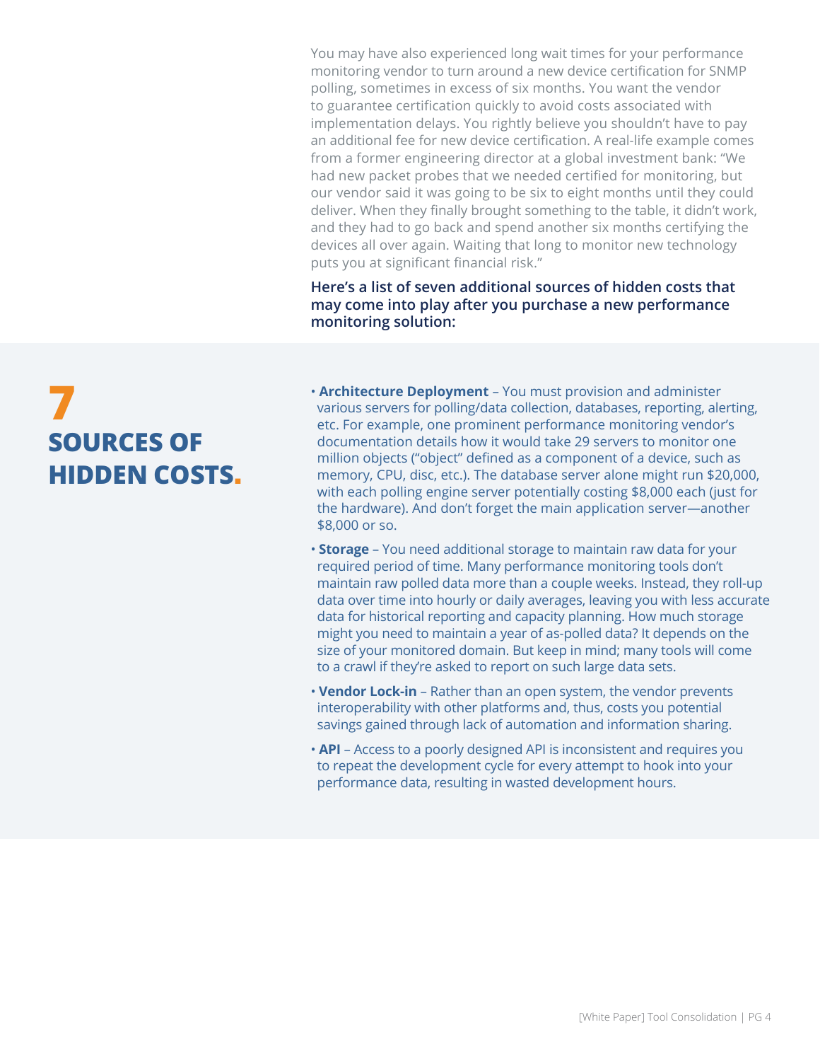You may have also experienced long wait times for your performance monitoring vendor to turn around a new device certification for SNMP polling, sometimes in excess of six months. You want the vendor to guarantee certification quickly to avoid costs associated with implementation delays. You rightly believe you shouldn't have to pay an additional fee for new device certification. A real-life example comes from a former engineering director at a global investment bank: "We had new packet probes that we needed certified for monitoring, but our vendor said it was going to be six to eight months until they could deliver. When they finally brought something to the table, it didn't work, and they had to go back and spend another six months certifying the devices all over again. Waiting that long to monitor new technology puts you at significant financial risk."

**Here's a list of seven additional sources of hidden costs that may come into play after you purchase a new performance monitoring solution:**

## 7 SOURCES OF HIDDEN COSTS.

- **Architecture Deployment** – You must provision and administer various servers for polling/data collection, databases, reporting, alerting, etc. For example, one prominent performance monitoring vendor's documentation details how it would take 29 servers to monitor one million objects ("object" defined as a component of a device, such as memory, CPU, disc, etc.). The database server alone might run $20,000, with each polling engine server potentially costing $8,000 each (just for the hardware). And don't forget the main application server—another $8,000 or so.
- **Storage** – You need additional storage to maintain raw data for your required period of time. Many performance monitoring tools don't maintain raw polled data more than a couple weeks. Instead, they roll-up data over time into hourly or daily averages, leaving you with less accurate data for historical reporting and capacity planning. How much storage might you need to maintain a year of as-polled data? It depends on the size of your monitored domain. But keep in mind; many tools will come to a crawl if they're asked to report on such large data sets.
- **Vendor Lock-in** – Rather than an open system, the vendor prevents interoperability with other platforms and, thus, costs you potential savings gained through lack of automation and information sharing.
- **API** – Access to a poorly designed API is inconsistent and requires you to repeat the development cycle for every attempt to hook into your performance data, resulting in wasted development hours.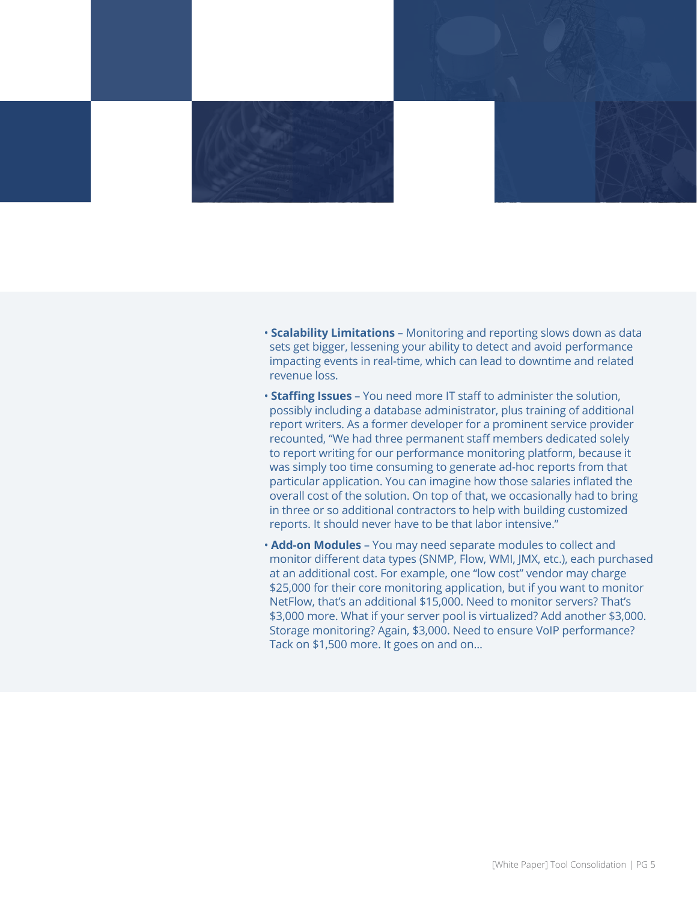- **Scalability Limitations** – Monitoring and reporting slows down as data sets get bigger, lessening your ability to detect and avoid performance impacting events in real-time, which can lead to downtime and related revenue loss.
- **Staffing Issues** – You need more IT staff to administer the solution, possibly including a database administrator, plus training of additional report writers. As a former developer for a prominent service provider recounted, "We had three permanent staff members dedicated solely to report writing for our performance monitoring platform, because it was simply too time consuming to generate ad-hoc reports from that particular application. You can imagine how those salaries inflated the overall cost of the solution. On top of that, we occasionally had to bring in three or so additional contractors to help with building customized reports. It should never have to be that labor intensive."
- **Add-on Modules** – You may need separate modules to collect and monitor different data types (SNMP, Flow, WMI, JMX, etc.), each purchased at an additional cost. For example, one "low cost" vendor may charge $25,000 for their core monitoring application, but if you want to monitor NetFlow, that's an additional $15,000. Need to monitor servers? That's $3,000 more. What if your server pool is virtualized? Add another $3,000. Storage monitoring? Again, $3,000. Need to ensure VoIP performance? Tack on $1,500 more. It goes on and on...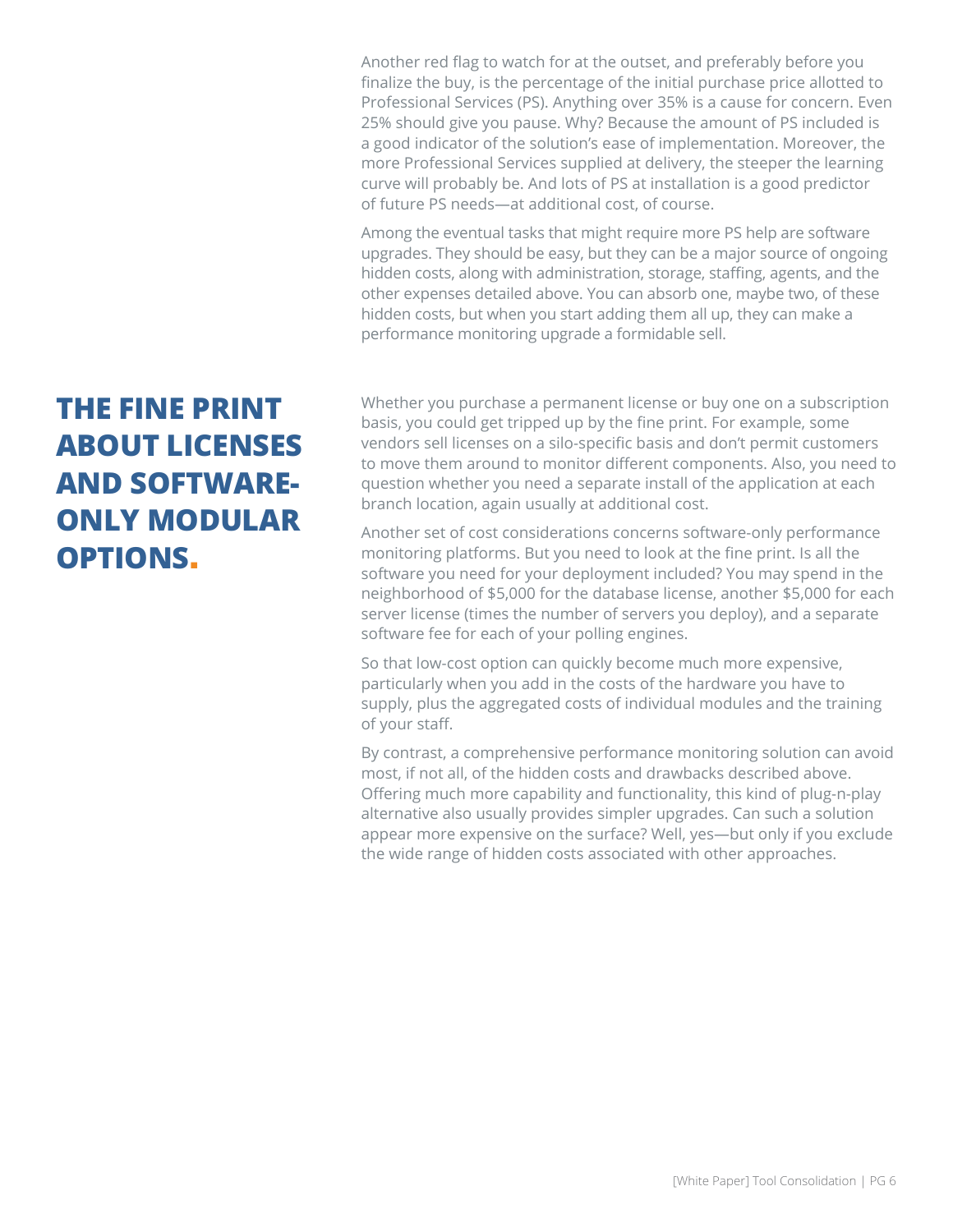Another red flag to watch for at the outset, and preferably before you finalize the buy, is the percentage of the initial purchase price allotted to Professional Services (PS). Anything over 35% is a cause for concern. Even 25% should give you pause. Why? Because the amount of PS included is a good indicator of the solution's ease of implementation. Moreover, the more Professional Services supplied at delivery, the steeper the learning curve will probably be. And lots of PS at installation is a good predictor of future PS needs—at additional cost, of course.

Among the eventual tasks that might require more PS help are software upgrades. They should be easy, but they can be a major source of ongoing hidden costs, along with administration, storage, staffing, agents, and the other expenses detailed above. You can absorb one, maybe two, of these hidden costs, but when you start adding them all up, they can make a performance monitoring upgrade a formidable sell.

## THE FINE PRINT ABOUT LICENSES AND SOFTWARE-ONLY MODULAR OPTIONS.

Whether you purchase a permanent license or buy one on a subscription basis, you could get tripped up by the fine print. For example, some vendors sell licenses on a silo-specific basis and don't permit customers to move them around to monitor different components. Also, you need to question whether you need a separate install of the application at each branch location, again usually at additional cost.

Another set of cost considerations concerns software-only performance monitoring platforms. But you need to look at the fine print. Is all the software you need for your deployment included? You may spend in the neighborhood of $5,000 for the database license, another $5,000 for each server license (times the number of servers you deploy), and a separate software fee for each of your polling engines.

So that low-cost option can quickly become much more expensive, particularly when you add in the costs of the hardware you have to supply, plus the aggregated costs of individual modules and the training of your staff.

By contrast, a comprehensive performance monitoring solution can avoid most, if not all, of the hidden costs and drawbacks described above. Offering much more capability and functionality, this kind of plug-n-play alternative also usually provides simpler upgrades. Can such a solution appear more expensive on the surface? Well, yes—but only if you exclude the wide range of hidden costs associated with other approaches.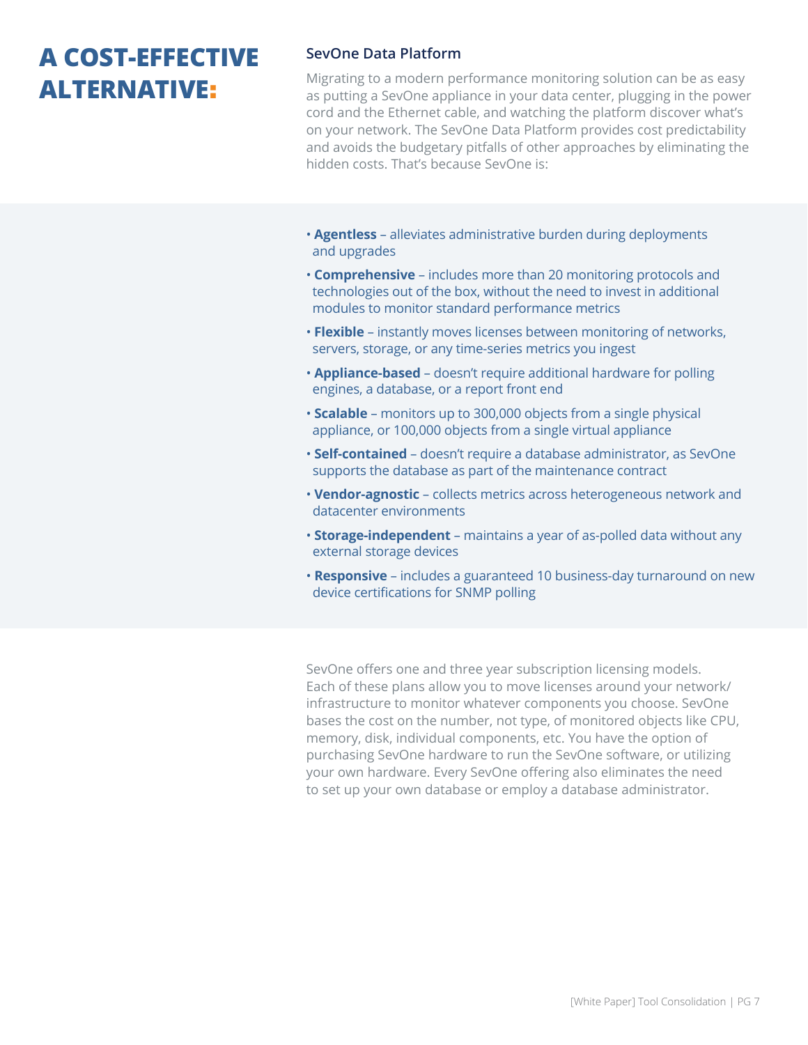# A COST-EFFECTIVE ALTERNATIVE:

## SevOne Data Platform

Migrating to a modern performance monitoring solution can be as easy as putting a SevOne appliance in your data center, plugging in the power cord and the Ethernet cable, and watching the platform discover what's on your network. The SevOne Data Platform provides cost predictability and avoids the budgetary pitfalls of other approaches by eliminating the hidden costs. That's because SevOne is:

- **Agentless** – alleviates administrative burden during deployments and upgrades
- **Comprehensive** – includes more than 20 monitoring protocols and technologies out of the box, without the need to invest in additional modules to monitor standard performance metrics
- **Flexible** – instantly moves licenses between monitoring of networks, servers, storage, or any time-series metrics you ingest
- **Appliance-based** – doesn't require additional hardware for polling engines, a database, or a report front end
- **Scalable** – monitors up to 300,000 objects from a single physical appliance, or 100,000 objects from a single virtual appliance
- **Self-contained** – doesn't require a database administrator, as SevOne supports the database as part of the maintenance contract
- **Vendor-agnostic** – collects metrics across heterogeneous network and datacenter environments
- **Storage-independent** – maintains a year of as-polled data without any external storage devices
- **Responsive** – includes a guaranteed 10 business-day turnaround on new device certifications for SNMP polling

SevOne offers one and three year subscription licensing models. Each of these plans allow you to move licenses around your network/infrastructure to monitor whatever components you choose. SevOne bases the cost on the number, not type, of monitored objects like CPU, memory, disk, individual components, etc. You have the option of purchasing SevOne hardware to run the SevOne software, or utilizing your own hardware. Every SevOne offering also eliminates the need to set up your own database or employ a database administrator.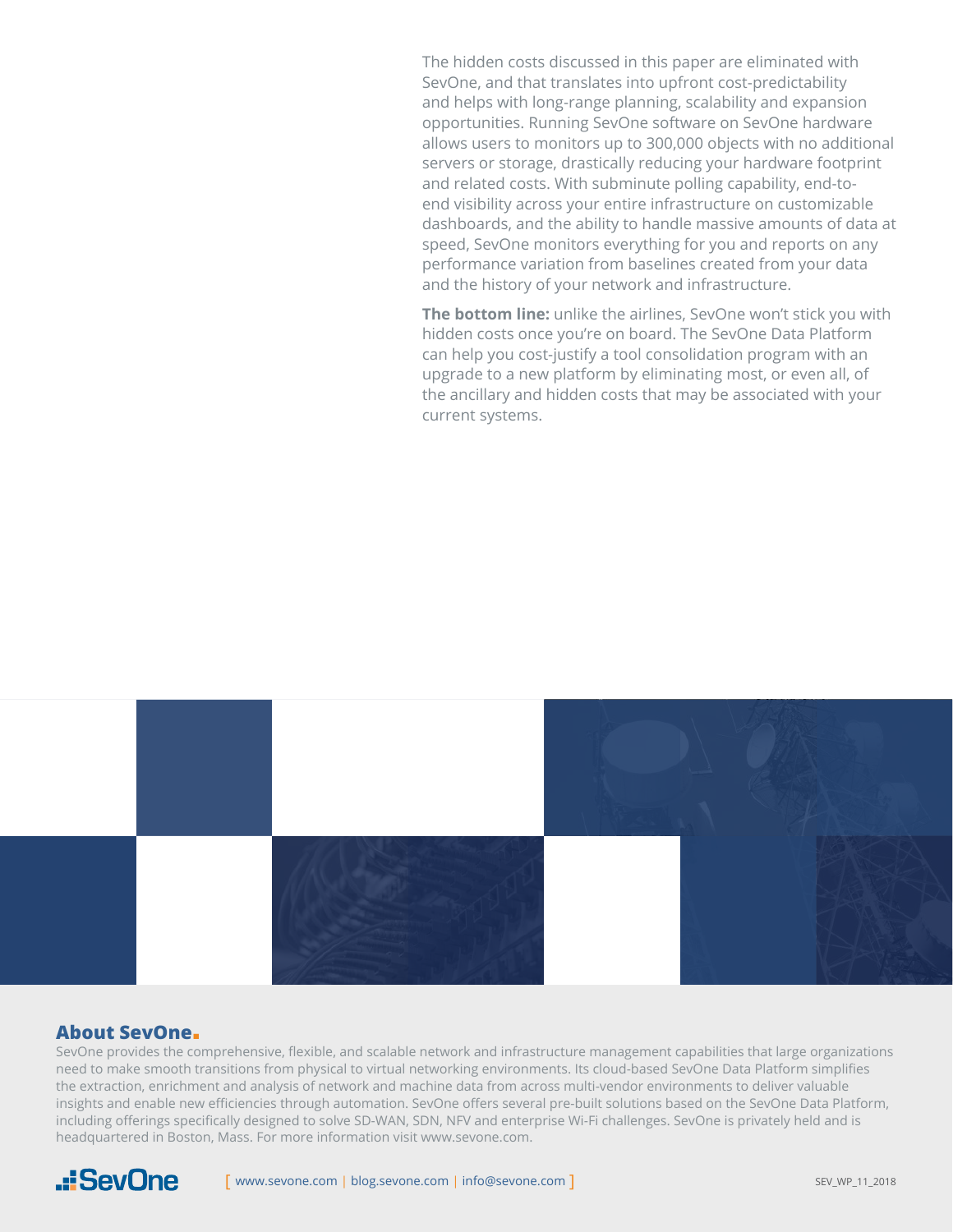The hidden costs discussed in this paper are eliminated with SevOne, and that translates into upfront cost-predictability and helps with long-range planning, scalability and expansion opportunities. Running SevOne software on SevOne hardware allows users to monitors up to 300,000 objects with no additional servers or storage, drastically reducing your hardware footprint and related costs. With subminute polling capability, end-to-end visibility across your entire infrastructure on customizable dashboards, and the ability to handle massive amounts of data at speed, SevOne monitors everything for you and reports on any performance variation from baselines created from your data and the history of your network and infrastructure.

**The bottom line:** unlike the airlines, SevOne won't stick you with hidden costs once you're on board. The SevOne Data Platform can help you cost-justify a tool consolidation program with an upgrade to a new platform by eliminating most, or even all, of the ancillary and hidden costs that may be associated with your current systems.

## About SevOne.

SevOne provides the comprehensive, flexible, and scalable network and infrastructure management capabilities that large organizations need to make smooth transitions from physical to virtual networking environments. Its cloud-based SevOne Data Platform simplifies the extraction, enrichment and analysis of network and machine data from across multi-vendor environments to deliver valuable insights and enable new efficiencies through automation. SevOne offers several pre-built solutions based on the SevOne Data Platform, including offerings specifically designed to solve SD-WAN, SDN, NFV and enterprise Wi-Fi challenges. SevOne is privately held and is headquartered in Boston, Mass. For more information visit www.sevone.com.

SevOne

[ www.sevone.com | blog.sevone.com | info@sevone.com ]

SEV_WP_11_2018